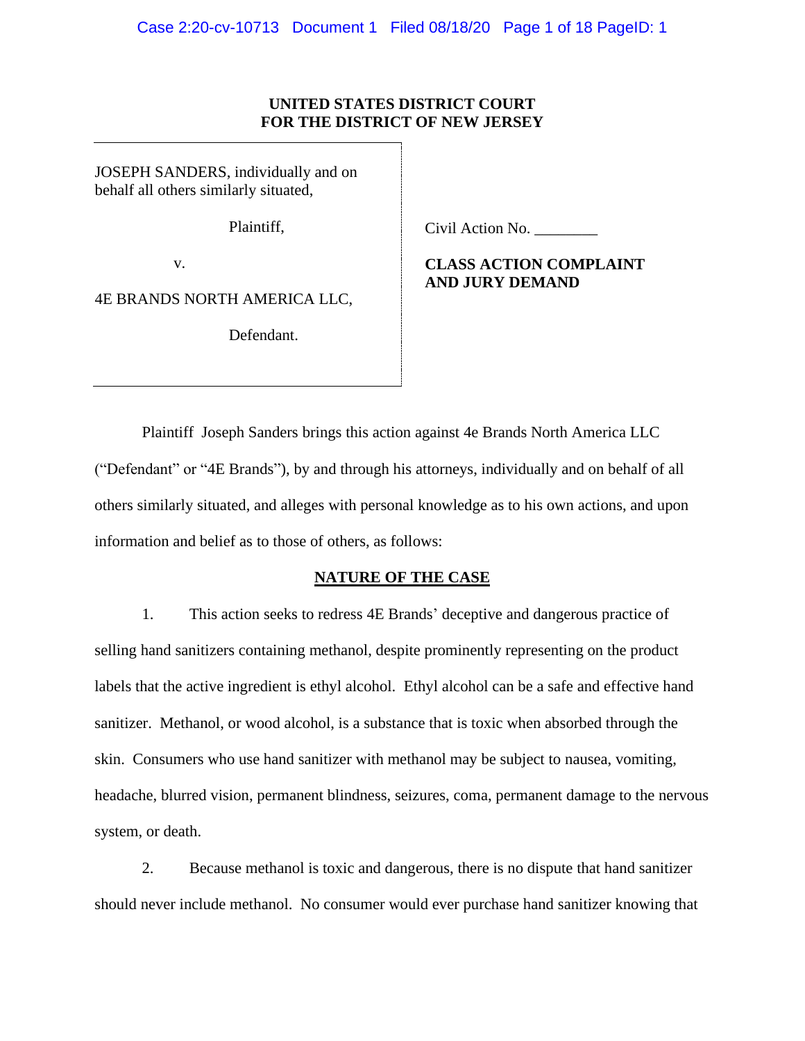**UNITED STATES DISTRICT COURT**
**FOR THE DISTRICT OF NEW JERSEY**

| | |
|---|---|
| JOSEPH SANDERS, individually and on behalf all others similarly situated,<br><br>Plaintiff,<br><br>v.<br><br>4E BRANDS NORTH AMERICA LLC,<br><br>Defendant. | Civil Action No. ________<br><br>**CLASS ACTION COMPLAINT AND JURY DEMAND** |

Plaintiff Joseph Sanders brings this action against 4e Brands North America LLC ("Defendant" or "4E Brands"), by and through his attorneys, individually and on behalf of all others similarly situated, and alleges with personal knowledge as to his own actions, and upon information and belief as to those of others, as follows:

## NATURE OF THE CASE

1. This action seeks to redress 4E Brands' deceptive and dangerous practice of selling hand sanitizers containing methanol, despite prominently representing on the product labels that the active ingredient is ethyl alcohol. Ethyl alcohol can be a safe and effective hand sanitizer. Methanol, or wood alcohol, is a substance that is toxic when absorbed through the skin. Consumers who use hand sanitizer with methanol may be subject to nausea, vomiting, headache, blurred vision, permanent blindness, seizures, coma, permanent damage to the nervous system, or death.

2. Because methanol is toxic and dangerous, there is no dispute that hand sanitizer should never include methanol. No consumer would ever purchase hand sanitizer knowing that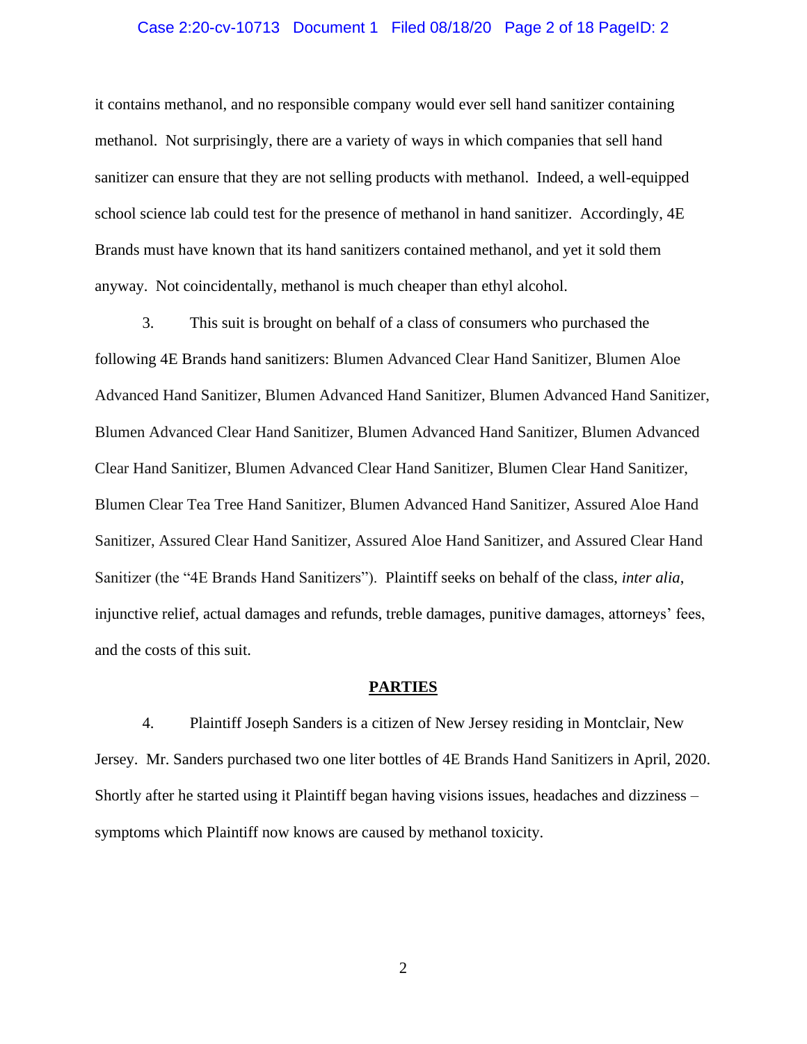it contains methanol, and no responsible company would ever sell hand sanitizer containing methanol. Not surprisingly, there are a variety of ways in which companies that sell hand sanitizer can ensure that they are not selling products with methanol. Indeed, a well-equipped school science lab could test for the presence of methanol in hand sanitizer. Accordingly, 4E Brands must have known that its hand sanitizers contained methanol, and yet it sold them anyway. Not coincidentally, methanol is much cheaper than ethyl alcohol.

3. This suit is brought on behalf of a class of consumers who purchased the following 4E Brands hand sanitizers: Blumen Advanced Clear Hand Sanitizer, Blumen Aloe Advanced Hand Sanitizer, Blumen Advanced Hand Sanitizer, Blumen Advanced Hand Sanitizer, Blumen Advanced Clear Hand Sanitizer, Blumen Advanced Hand Sanitizer, Blumen Advanced Clear Hand Sanitizer, Blumen Advanced Clear Hand Sanitizer, Blumen Clear Hand Sanitizer, Blumen Clear Tea Tree Hand Sanitizer, Blumen Advanced Hand Sanitizer, Assured Aloe Hand Sanitizer, Assured Clear Hand Sanitizer, Assured Aloe Hand Sanitizer, and Assured Clear Hand Sanitizer (the "4E Brands Hand Sanitizers"). Plaintiff seeks on behalf of the class, *inter alia*, injunctive relief, actual damages and refunds, treble damages, punitive damages, attorneys' fees, and the costs of this suit.

## PARTIES

4. Plaintiff Joseph Sanders is a citizen of New Jersey residing in Montclair, New Jersey. Mr. Sanders purchased two one liter bottles of 4E Brands Hand Sanitizers in April, 2020. Shortly after he started using it Plaintiff began having visions issues, headaches and dizziness – symptoms which Plaintiff now knows are caused by methanol toxicity.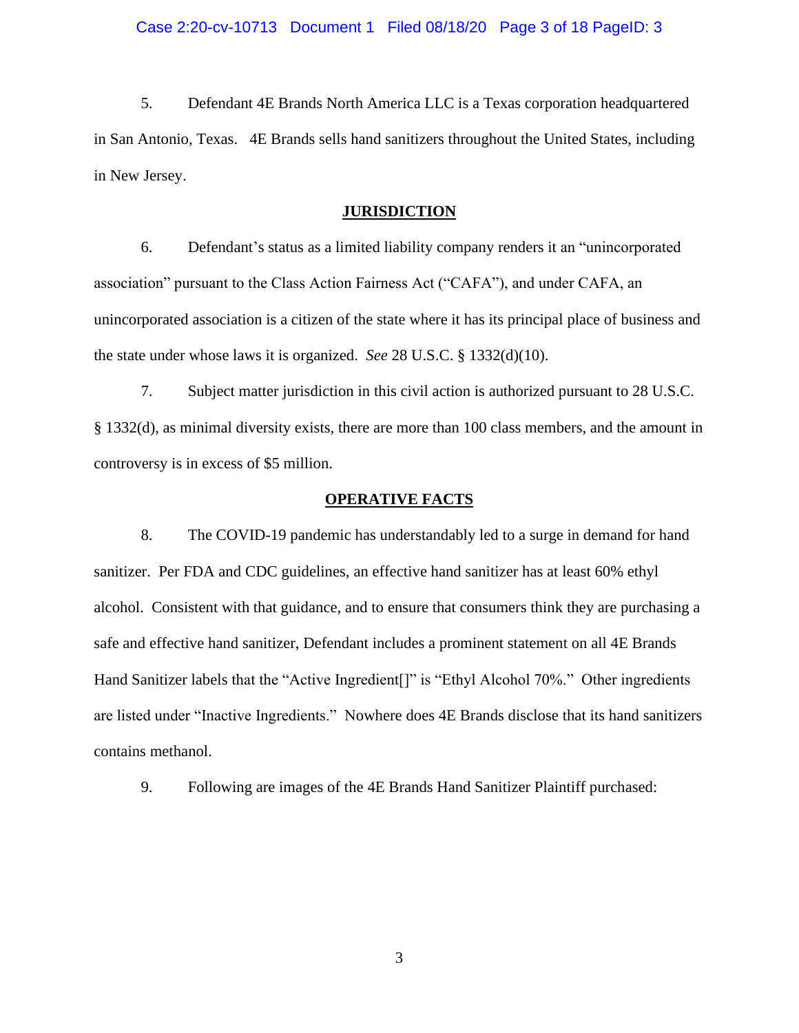5. Defendant 4E Brands North America LLC is a Texas corporation headquartered in San Antonio, Texas. 4E Brands sells hand sanitizers throughout the United States, including in New Jersey.

## JURISDICTION

6. Defendant's status as a limited liability company renders it an "unincorporated association" pursuant to the Class Action Fairness Act ("CAFA"), and under CAFA, an unincorporated association is a citizen of the state where it has its principal place of business and the state under whose laws it is organized. *See* 28 U.S.C. § 1332(d)(10).

7. Subject matter jurisdiction in this civil action is authorized pursuant to 28 U.S.C. § 1332(d), as minimal diversity exists, there are more than 100 class members, and the amount in controversy is in excess of $5 million.

## OPERATIVE FACTS

8. The COVID-19 pandemic has understandably led to a surge in demand for hand sanitizer. Per FDA and CDC guidelines, an effective hand sanitizer has at least 60% ethyl alcohol. Consistent with that guidance, and to ensure that consumers think they are purchasing a safe and effective hand sanitizer, Defendant includes a prominent statement on all 4E Brands Hand Sanitizer labels that the "Active Ingredient[]" is "Ethyl Alcohol 70%." Other ingredients are listed under "Inactive Ingredients." Nowhere does 4E Brands disclose that its hand sanitizers contains methanol.

9. Following are images of the 4E Brands Hand Sanitizer Plaintiff purchased: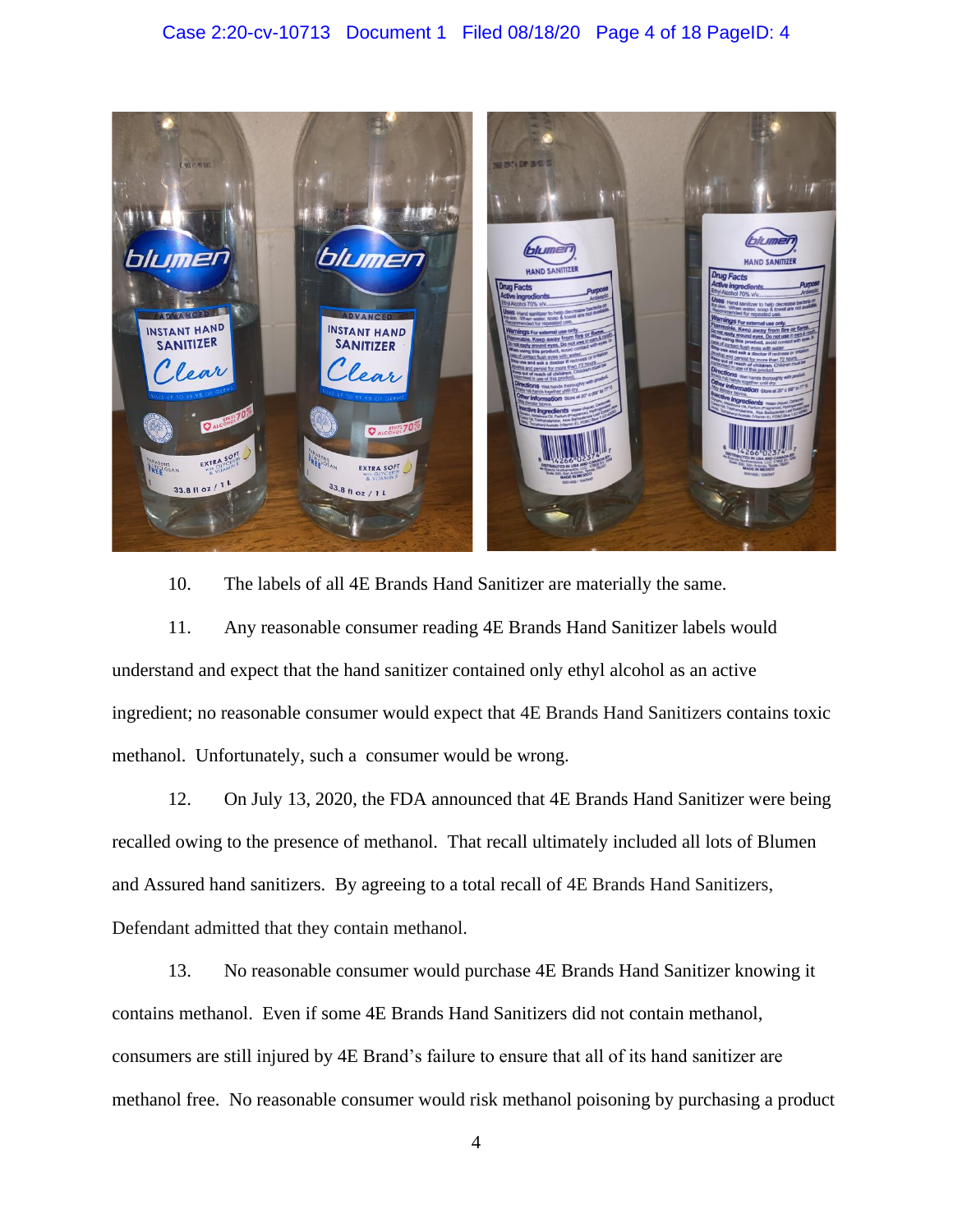10. The labels of all 4E Brands Hand Sanitizer are materially the same.

11. Any reasonable consumer reading 4E Brands Hand Sanitizer labels would understand and expect that the hand sanitizer contained only ethyl alcohol as an active ingredient; no reasonable consumer would expect that 4E Brands Hand Sanitizers contains toxic methanol. Unfortunately, such a consumer would be wrong.

12. On July 13, 2020, the FDA announced that 4E Brands Hand Sanitizer were being recalled owing to the presence of methanol. That recall ultimately included all lots of Blumen and Assured hand sanitizers. By agreeing to a total recall of 4E Brands Hand Sanitizers, Defendant admitted that they contain methanol.

13. No reasonable consumer would purchase 4E Brands Hand Sanitizer knowing it contains methanol. Even if some 4E Brands Hand Sanitizers did not contain methanol, consumers are still injured by 4E Brand's failure to ensure that all of its hand sanitizer are methanol free. No reasonable consumer would risk methanol poisoning by purchasing a product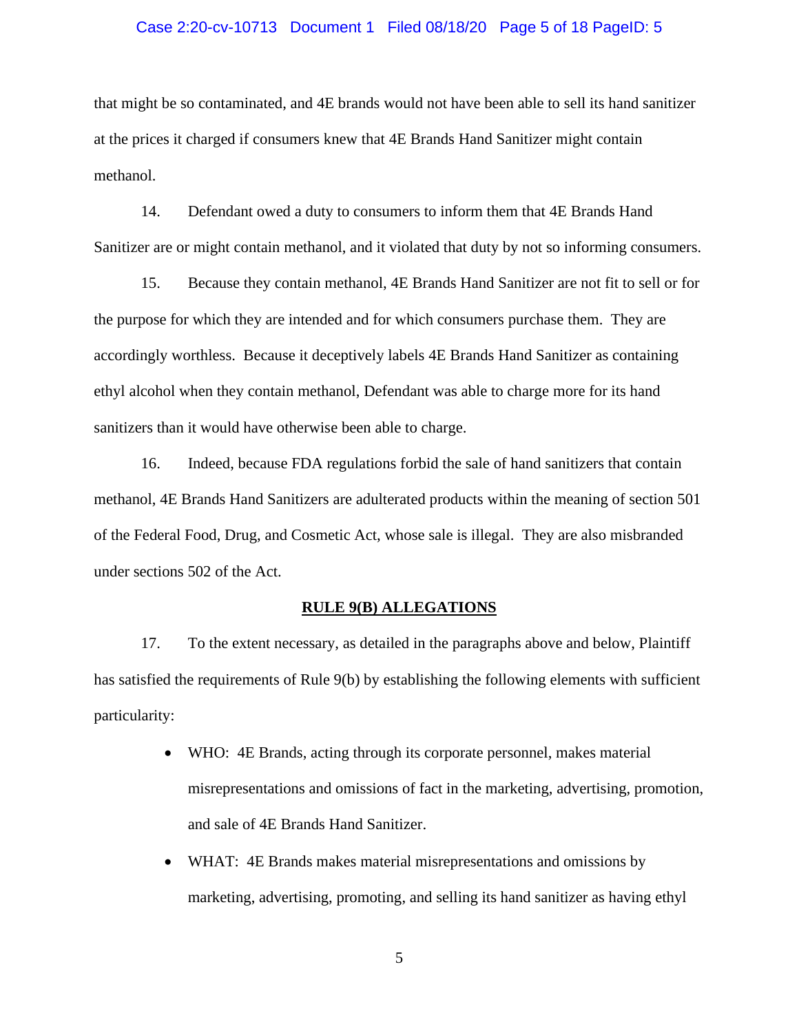that might be so contaminated, and 4E brands would not have been able to sell its hand sanitizer at the prices it charged if consumers knew that 4E Brands Hand Sanitizer might contain methanol.

14. Defendant owed a duty to consumers to inform them that 4E Brands Hand Sanitizer are or might contain methanol, and it violated that duty by not so informing consumers.

15. Because they contain methanol, 4E Brands Hand Sanitizer are not fit to sell or for the purpose for which they are intended and for which consumers purchase them. They are accordingly worthless. Because it deceptively labels 4E Brands Hand Sanitizer as containing ethyl alcohol when they contain methanol, Defendant was able to charge more for its hand sanitizers than it would have otherwise been able to charge.

16. Indeed, because FDA regulations forbid the sale of hand sanitizers that contain methanol, 4E Brands Hand Sanitizers are adulterated products within the meaning of section 501 of the Federal Food, Drug, and Cosmetic Act, whose sale is illegal. They are also misbranded under sections 502 of the Act.

## RULE 9(B) ALLEGATIONS

17. To the extent necessary, as detailed in the paragraphs above and below, Plaintiff has satisfied the requirements of Rule 9(b) by establishing the following elements with sufficient particularity:

- WHO: 4E Brands, acting through its corporate personnel, makes material misrepresentations and omissions of fact in the marketing, advertising, promotion, and sale of 4E Brands Hand Sanitizer.
- WHAT: 4E Brands makes material misrepresentations and omissions by marketing, advertising, promoting, and selling its hand sanitizer as having ethyl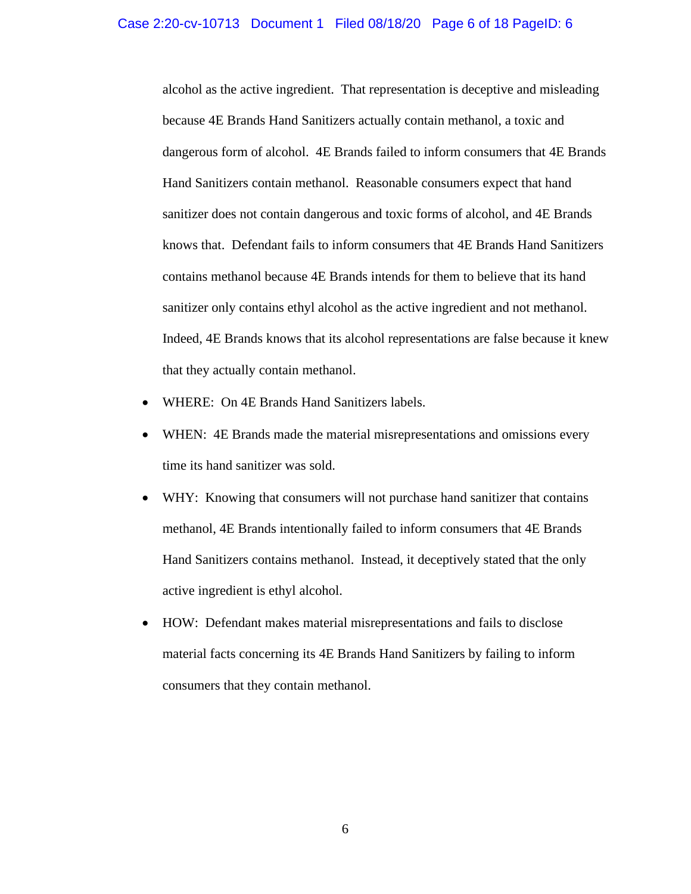alcohol as the active ingredient. That representation is deceptive and misleading because 4E Brands Hand Sanitizers actually contain methanol, a toxic and dangerous form of alcohol. 4E Brands failed to inform consumers that 4E Brands Hand Sanitizers contain methanol. Reasonable consumers expect that hand sanitizer does not contain dangerous and toxic forms of alcohol, and 4E Brands knows that. Defendant fails to inform consumers that 4E Brands Hand Sanitizers contains methanol because 4E Brands intends for them to believe that its hand sanitizer only contains ethyl alcohol as the active ingredient and not methanol. Indeed, 4E Brands knows that its alcohol representations are false because it knew that they actually contain methanol.

- WHERE: On 4E Brands Hand Sanitizers labels.
- WHEN: 4E Brands made the material misrepresentations and omissions every time its hand sanitizer was sold.
- WHY: Knowing that consumers will not purchase hand sanitizer that contains methanol, 4E Brands intentionally failed to inform consumers that 4E Brands Hand Sanitizers contains methanol. Instead, it deceptively stated that the only active ingredient is ethyl alcohol.
- HOW: Defendant makes material misrepresentations and fails to disclose material facts concerning its 4E Brands Hand Sanitizers by failing to inform consumers that they contain methanol.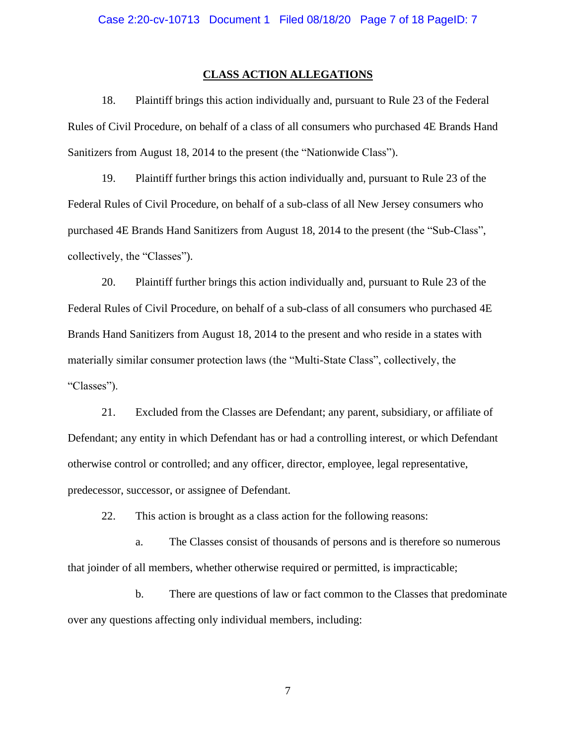## CLASS ACTION ALLEGATIONS

18. Plaintiff brings this action individually and, pursuant to Rule 23 of the Federal Rules of Civil Procedure, on behalf of a class of all consumers who purchased 4E Brands Hand Sanitizers from August 18, 2014 to the present (the "Nationwide Class").

19. Plaintiff further brings this action individually and, pursuant to Rule 23 of the Federal Rules of Civil Procedure, on behalf of a sub-class of all New Jersey consumers who purchased 4E Brands Hand Sanitizers from August 18, 2014 to the present (the "Sub-Class", collectively, the "Classes").

20. Plaintiff further brings this action individually and, pursuant to Rule 23 of the Federal Rules of Civil Procedure, on behalf of a sub-class of all consumers who purchased 4E Brands Hand Sanitizers from August 18, 2014 to the present and who reside in a states with materially similar consumer protection laws (the "Multi-State Class", collectively, the "Classes").

21. Excluded from the Classes are Defendant; any parent, subsidiary, or affiliate of Defendant; any entity in which Defendant has or had a controlling interest, or which Defendant otherwise control or controlled; and any officer, director, employee, legal representative, predecessor, successor, or assignee of Defendant.

22. This action is brought as a class action for the following reasons:

a. The Classes consist of thousands of persons and is therefore so numerous that joinder of all members, whether otherwise required or permitted, is impracticable;

b. There are questions of law or fact common to the Classes that predominate over any questions affecting only individual members, including: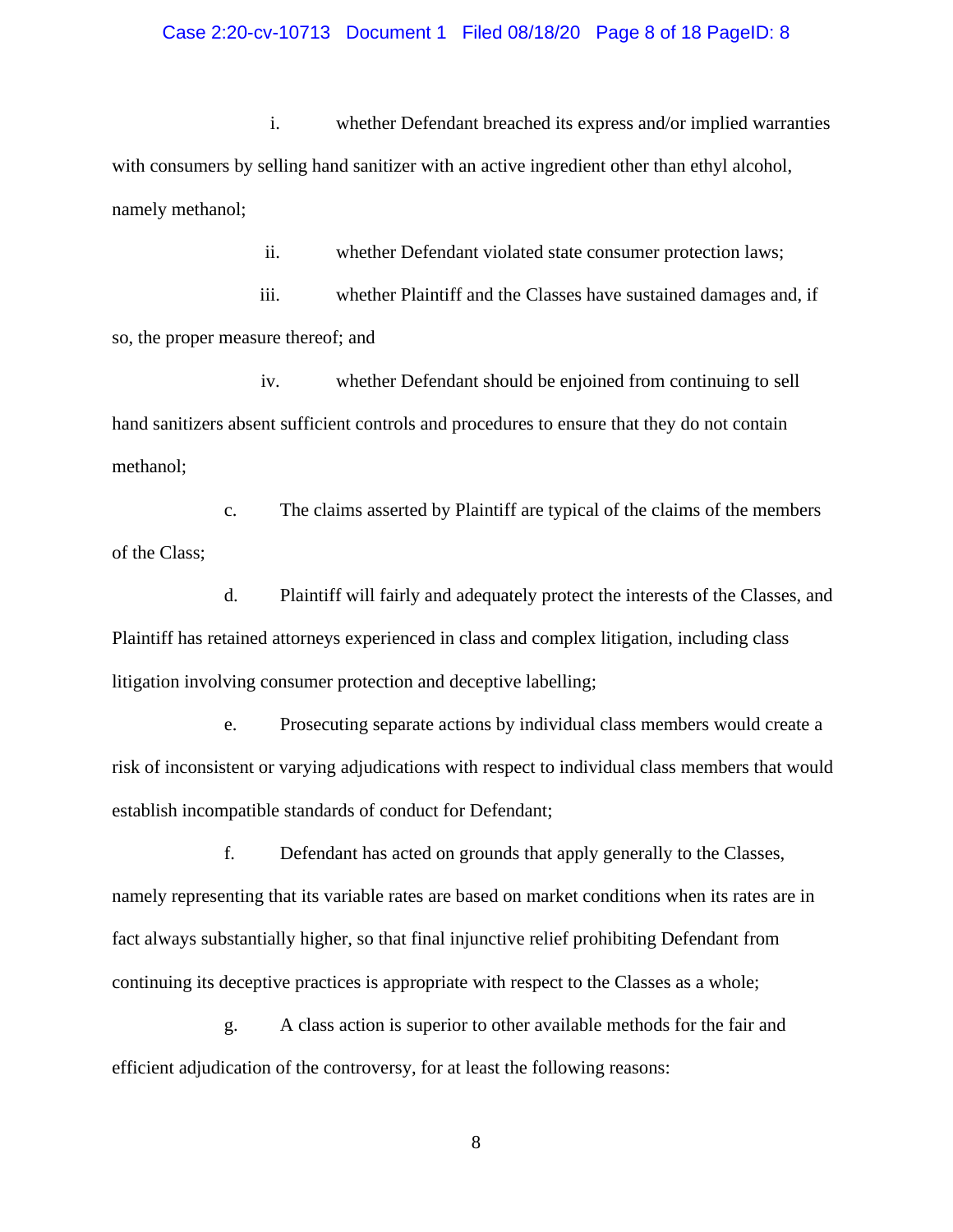i. whether Defendant breached its express and/or implied warranties with consumers by selling hand sanitizer with an active ingredient other than ethyl alcohol, namely methanol;

ii. whether Defendant violated state consumer protection laws;

iii. whether Plaintiff and the Classes have sustained damages and, if so, the proper measure thereof; and

iv. whether Defendant should be enjoined from continuing to sell hand sanitizers absent sufficient controls and procedures to ensure that they do not contain methanol;

c. The claims asserted by Plaintiff are typical of the claims of the members of the Class;

d. Plaintiff will fairly and adequately protect the interests of the Classes, and Plaintiff has retained attorneys experienced in class and complex litigation, including class litigation involving consumer protection and deceptive labelling;

e. Prosecuting separate actions by individual class members would create a risk of inconsistent or varying adjudications with respect to individual class members that would establish incompatible standards of conduct for Defendant;

f. Defendant has acted on grounds that apply generally to the Classes, namely representing that its variable rates are based on market conditions when its rates are in fact always substantially higher, so that final injunctive relief prohibiting Defendant from continuing its deceptive practices is appropriate with respect to the Classes as a whole;

g. A class action is superior to other available methods for the fair and efficient adjudication of the controversy, for at least the following reasons: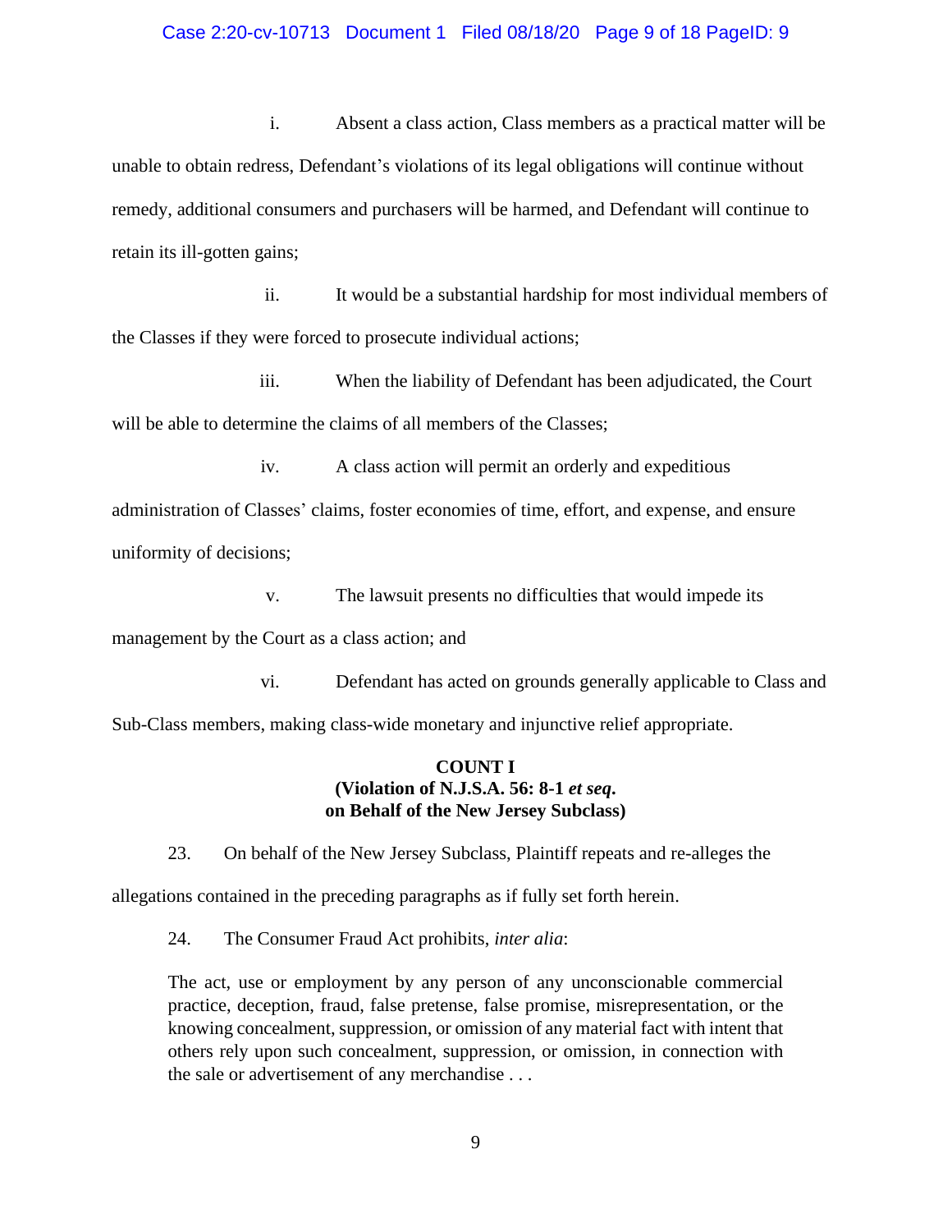i. Absent a class action, Class members as a practical matter will be unable to obtain redress, Defendant's violations of its legal obligations will continue without remedy, additional consumers and purchasers will be harmed, and Defendant will continue to retain its ill-gotten gains;

ii. It would be a substantial hardship for most individual members of the Classes if they were forced to prosecute individual actions;

iii. When the liability of Defendant has been adjudicated, the Court will be able to determine the claims of all members of the Classes;

iv. A class action will permit an orderly and expeditious administration of Classes' claims, foster economies of time, effort, and expense, and ensure uniformity of decisions;

v. The lawsuit presents no difficulties that would impede its management by the Court as a class action; and

vi. Defendant has acted on grounds generally applicable to Class and Sub-Class members, making class-wide monetary and injunctive relief appropriate.

**COUNT I**
**(Violation of N.J.S.A. 56: 8-1 *et seq*.**
**on Behalf of the New Jersey Subclass)**

23. On behalf of the New Jersey Subclass, Plaintiff repeats and re-alleges the allegations contained in the preceding paragraphs as if fully set forth herein.

24. The Consumer Fraud Act prohibits, *inter alia*:

> The act, use or employment by any person of any unconscionable commercial practice, deception, fraud, false pretense, false promise, misrepresentation, or the knowing concealment, suppression, or omission of any material fact with intent that others rely upon such concealment, suppression, or omission, in connection with the sale or advertisement of any merchandise . . .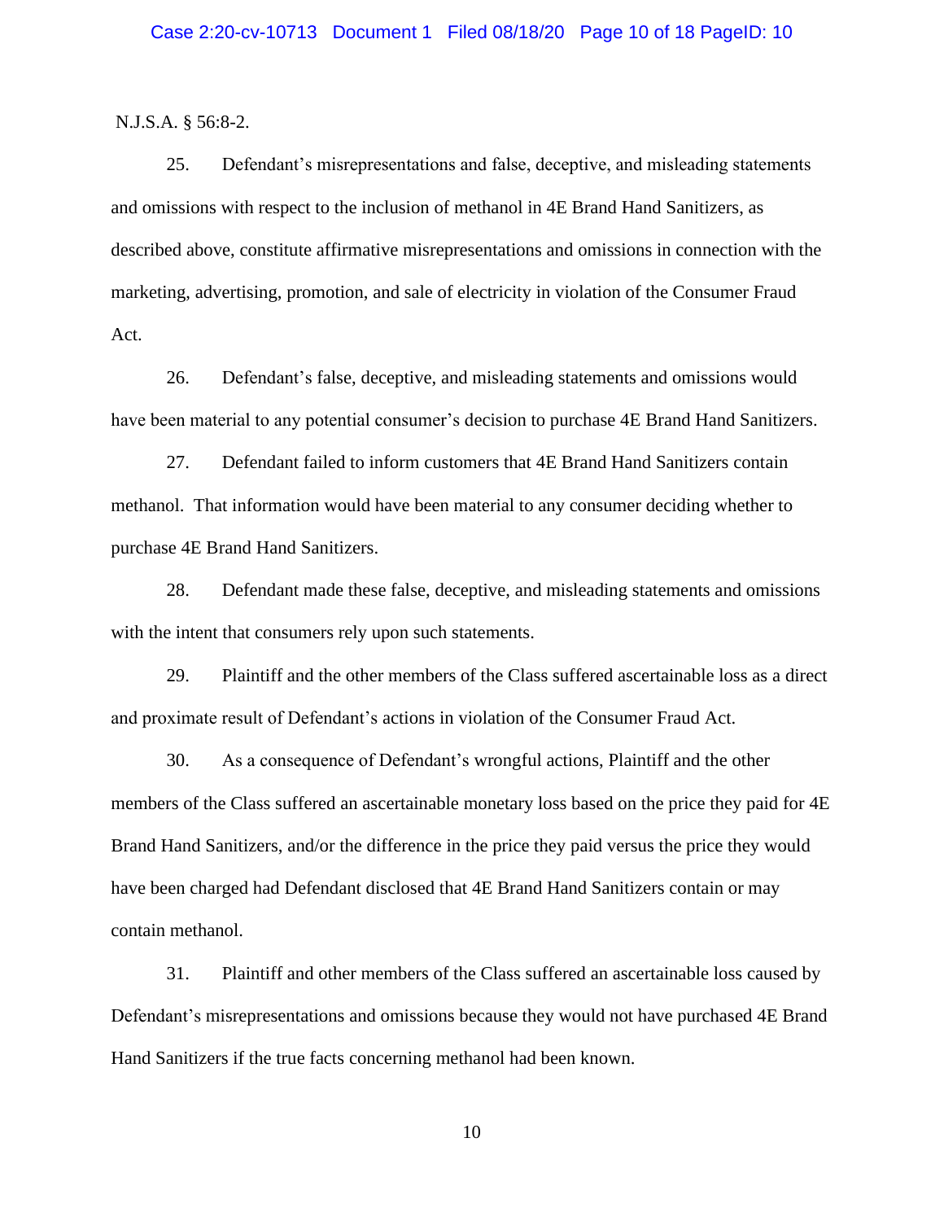N.J.S.A. § 56:8-2.

25. Defendant's misrepresentations and false, deceptive, and misleading statements and omissions with respect to the inclusion of methanol in 4E Brand Hand Sanitizers, as described above, constitute affirmative misrepresentations and omissions in connection with the marketing, advertising, promotion, and sale of electricity in violation of the Consumer Fraud Act.

26. Defendant's false, deceptive, and misleading statements and omissions would have been material to any potential consumer's decision to purchase 4E Brand Hand Sanitizers.

27. Defendant failed to inform customers that 4E Brand Hand Sanitizers contain methanol. That information would have been material to any consumer deciding whether to purchase 4E Brand Hand Sanitizers.

28. Defendant made these false, deceptive, and misleading statements and omissions with the intent that consumers rely upon such statements.

29. Plaintiff and the other members of the Class suffered ascertainable loss as a direct and proximate result of Defendant's actions in violation of the Consumer Fraud Act.

30. As a consequence of Defendant's wrongful actions, Plaintiff and the other members of the Class suffered an ascertainable monetary loss based on the price they paid for 4E Brand Hand Sanitizers, and/or the difference in the price they paid versus the price they would have been charged had Defendant disclosed that 4E Brand Hand Sanitizers contain or may contain methanol.

31. Plaintiff and other members of the Class suffered an ascertainable loss caused by Defendant's misrepresentations and omissions because they would not have purchased 4E Brand Hand Sanitizers if the true facts concerning methanol had been known.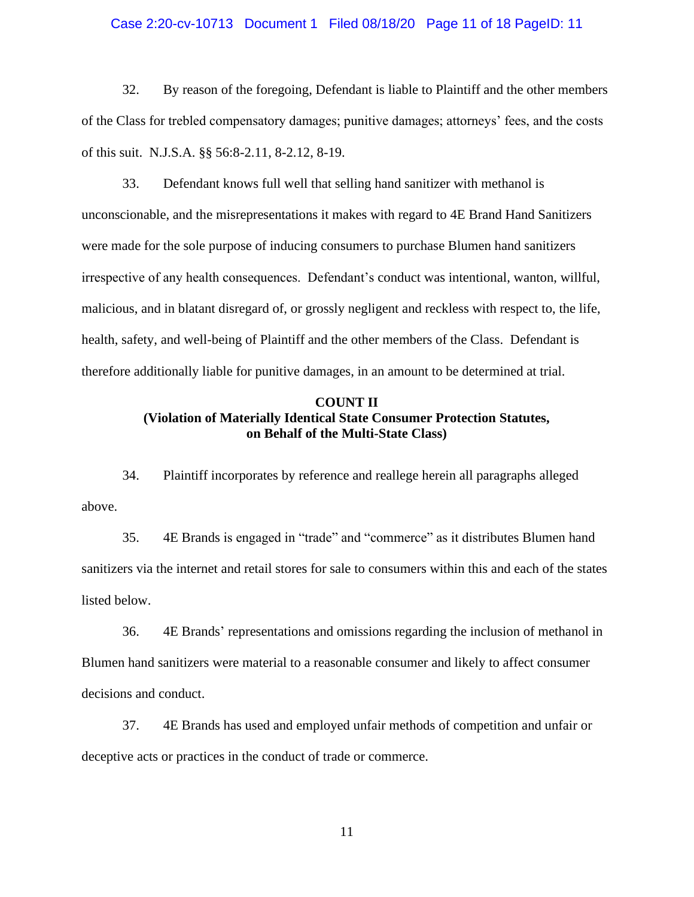32. By reason of the foregoing, Defendant is liable to Plaintiff and the other members of the Class for trebled compensatory damages; punitive damages; attorneys' fees, and the costs of this suit. N.J.S.A. §§ 56:8-2.11, 8-2.12, 8-19.

33. Defendant knows full well that selling hand sanitizer with methanol is unconscionable, and the misrepresentations it makes with regard to 4E Brand Hand Sanitizers were made for the sole purpose of inducing consumers to purchase Blumen hand sanitizers irrespective of any health consequences. Defendant's conduct was intentional, wanton, willful, malicious, and in blatant disregard of, or grossly negligent and reckless with respect to, the life, health, safety, and well-being of Plaintiff and the other members of the Class. Defendant is therefore additionally liable for punitive damages, in an amount to be determined at trial.

**COUNT II**
**(Violation of Materially Identical State Consumer Protection Statutes, on Behalf of the Multi-State Class)**

34. Plaintiff incorporates by reference and reallege herein all paragraphs alleged above.

35. 4E Brands is engaged in "trade" and "commerce" as it distributes Blumen hand sanitizers via the internet and retail stores for sale to consumers within this and each of the states listed below.

36. 4E Brands' representations and omissions regarding the inclusion of methanol in Blumen hand sanitizers were material to a reasonable consumer and likely to affect consumer decisions and conduct.

37. 4E Brands has used and employed unfair methods of competition and unfair or deceptive acts or practices in the conduct of trade or commerce.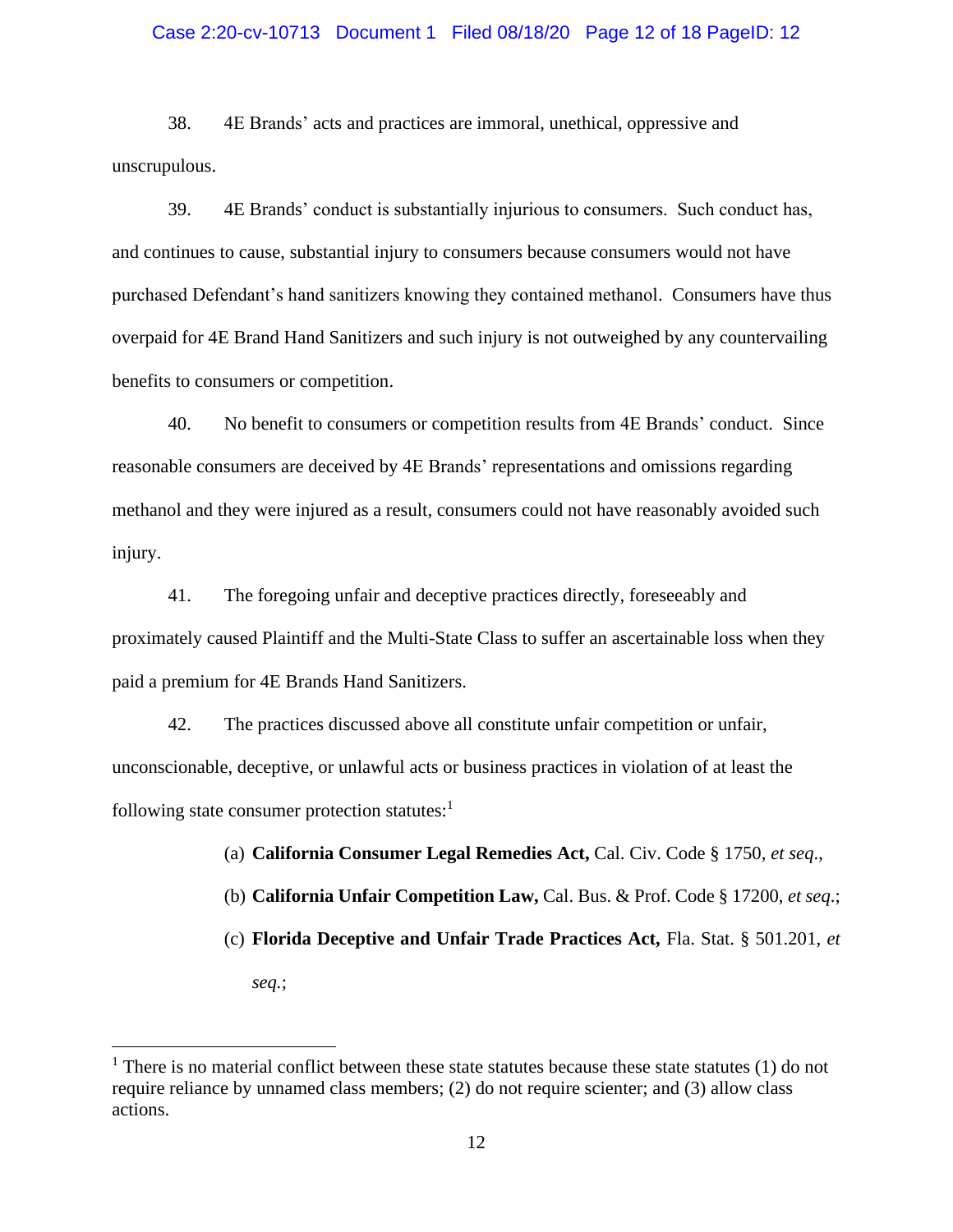38. 4E Brands' acts and practices are immoral, unethical, oppressive and unscrupulous.

39. 4E Brands' conduct is substantially injurious to consumers. Such conduct has, and continues to cause, substantial injury to consumers because consumers would not have purchased Defendant's hand sanitizers knowing they contained methanol. Consumers have thus overpaid for 4E Brand Hand Sanitizers and such injury is not outweighed by any countervailing benefits to consumers or competition.

40. No benefit to consumers or competition results from 4E Brands' conduct. Since reasonable consumers are deceived by 4E Brands' representations and omissions regarding methanol and they were injured as a result, consumers could not have reasonably avoided such injury.

41. The foregoing unfair and deceptive practices directly, foreseeably and proximately caused Plaintiff and the Multi-State Class to suffer an ascertainable loss when they paid a premium for 4E Brands Hand Sanitizers.

42. The practices discussed above all constitute unfair competition or unfair, unconscionable, deceptive, or unlawful acts or business practices in violation of at least the following state consumer protection statutes:[1]

(a) **California Consumer Legal Remedies Act,** Cal. Civ. Code § 1750, *et seq.*,

(b) **California Unfair Competition Law,** Cal. Bus. & Prof. Code § 17200, *et seq.*;

(c) **Florida Deceptive and Unfair Trade Practices Act,** Fla. Stat. § 501.201, *et seq.*;

---

[1] There is no material conflict between these state statutes because these state statutes (1) do not require reliance by unnamed class members; (2) do not require scienter; and (3) allow class actions.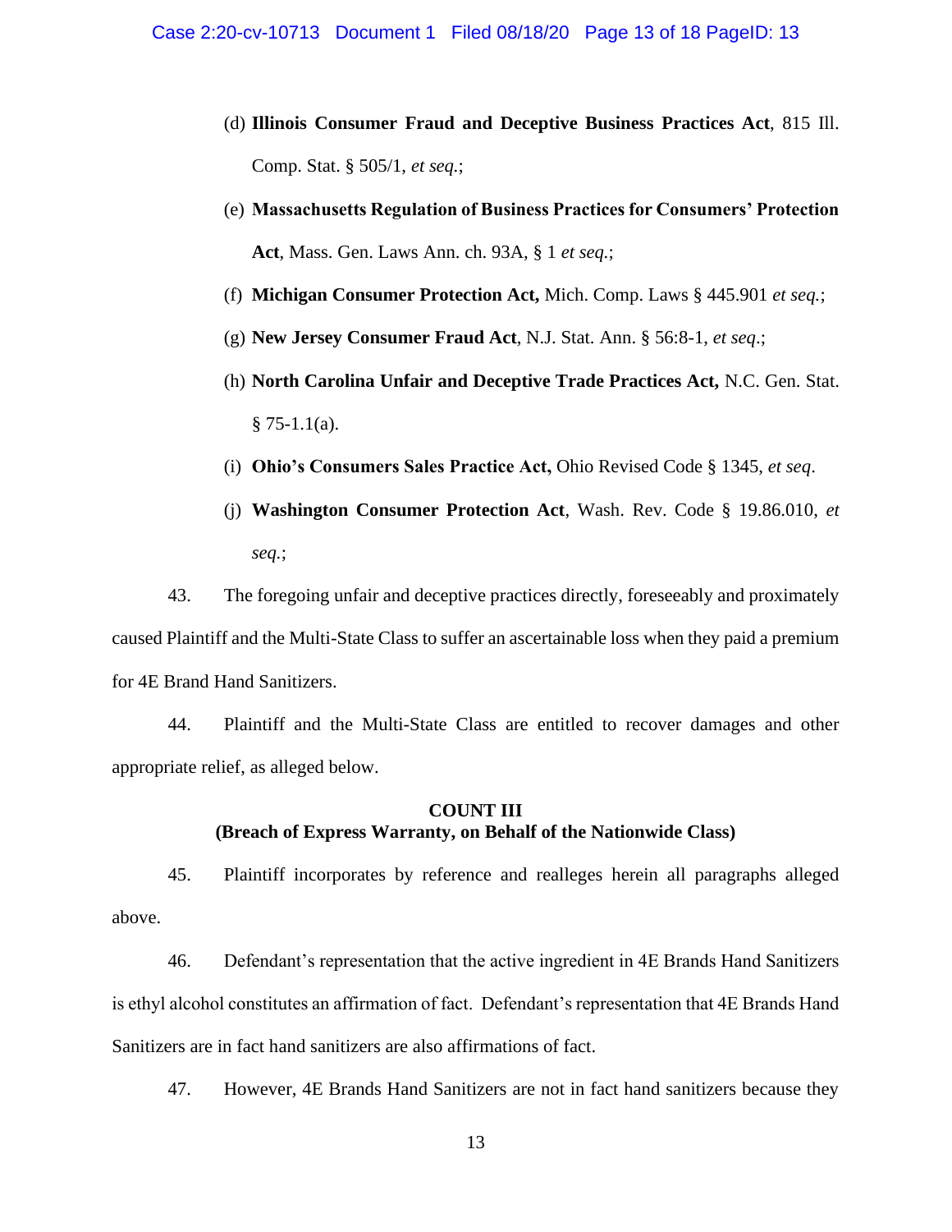(d) **Illinois Consumer Fraud and Deceptive Business Practices Act**, 815 Ill. Comp. Stat. § 505/1, *et seq.*;

(e) **Massachusetts Regulation of Business Practices for Consumers' Protection Act**, Mass. Gen. Laws Ann. ch. 93A, § 1 *et seq.*;

(f) **Michigan Consumer Protection Act,** Mich. Comp. Laws § 445.901 *et seq.*;

(g) **New Jersey Consumer Fraud Act**, N.J. Stat. Ann. § 56:8-1, *et seq*.;

(h) **North Carolina Unfair and Deceptive Trade Practices Act,** N.C. Gen. Stat. § 75-1.1(a).

(i) **Ohio's Consumers Sales Practice Act,** Ohio Revised Code § 1345, *et seq*.

(j) **Washington Consumer Protection Act**, Wash. Rev. Code § 19.86.010, *et seq.*;

43. The foregoing unfair and deceptive practices directly, foreseeably and proximately caused Plaintiff and the Multi-State Class to suffer an ascertainable loss when they paid a premium for 4E Brand Hand Sanitizers.

44. Plaintiff and the Multi-State Class are entitled to recover damages and other appropriate relief, as alleged below.

**COUNT III**
**(Breach of Express Warranty, on Behalf of the Nationwide Class)**

45. Plaintiff incorporates by reference and realleges herein all paragraphs alleged above.

46. Defendant's representation that the active ingredient in 4E Brands Hand Sanitizers is ethyl alcohol constitutes an affirmation of fact. Defendant's representation that 4E Brands Hand Sanitizers are in fact hand sanitizers are also affirmations of fact.

47. However, 4E Brands Hand Sanitizers are not in fact hand sanitizers because they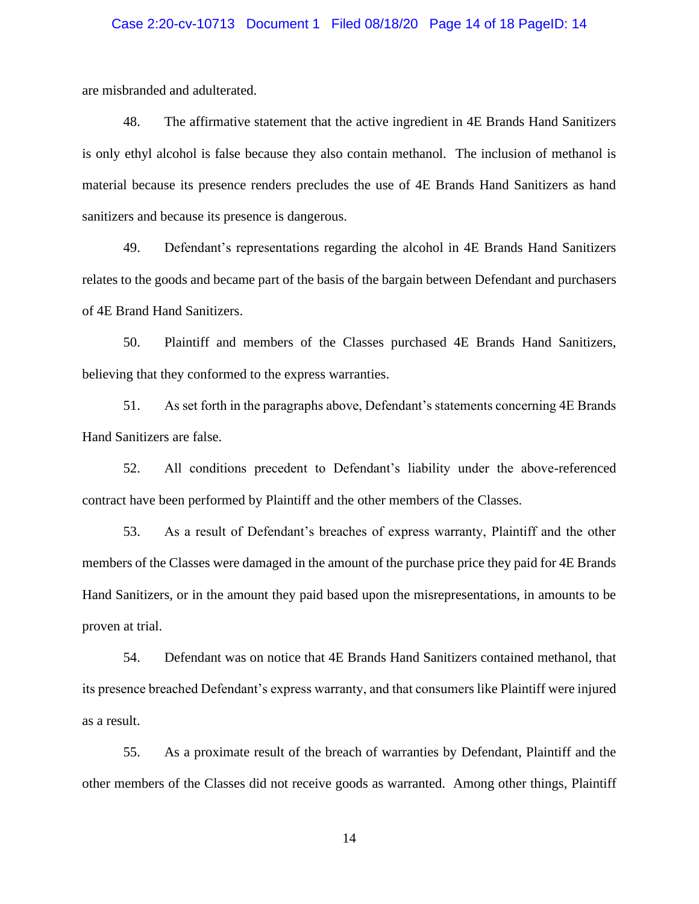are misbranded and adulterated.

48. The affirmative statement that the active ingredient in 4E Brands Hand Sanitizers is only ethyl alcohol is false because they also contain methanol. The inclusion of methanol is material because its presence renders precludes the use of 4E Brands Hand Sanitizers as hand sanitizers and because its presence is dangerous.

49. Defendant's representations regarding the alcohol in 4E Brands Hand Sanitizers relates to the goods and became part of the basis of the bargain between Defendant and purchasers of 4E Brand Hand Sanitizers.

50. Plaintiff and members of the Classes purchased 4E Brands Hand Sanitizers, believing that they conformed to the express warranties.

51. As set forth in the paragraphs above, Defendant's statements concerning 4E Brands Hand Sanitizers are false.

52. All conditions precedent to Defendant's liability under the above-referenced contract have been performed by Plaintiff and the other members of the Classes.

53. As a result of Defendant's breaches of express warranty, Plaintiff and the other members of the Classes were damaged in the amount of the purchase price they paid for 4E Brands Hand Sanitizers, or in the amount they paid based upon the misrepresentations, in amounts to be proven at trial.

54. Defendant was on notice that 4E Brands Hand Sanitizers contained methanol, that its presence breached Defendant's express warranty, and that consumers like Plaintiff were injured as a result.

55. As a proximate result of the breach of warranties by Defendant, Plaintiff and the other members of the Classes did not receive goods as warranted. Among other things, Plaintiff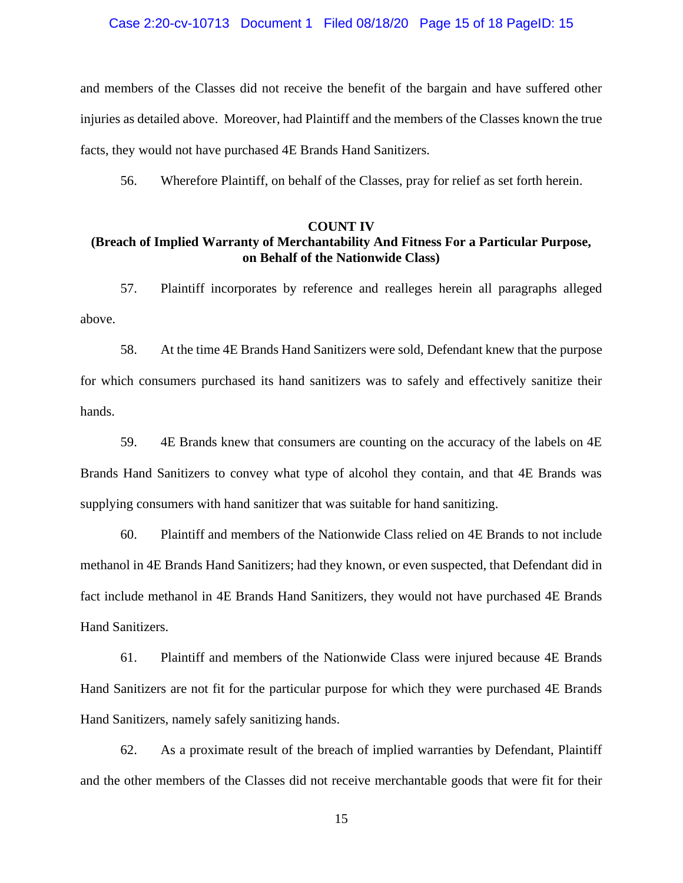and members of the Classes did not receive the benefit of the bargain and have suffered other injuries as detailed above. Moreover, had Plaintiff and the members of the Classes known the true facts, they would not have purchased 4E Brands Hand Sanitizers.

56. Wherefore Plaintiff, on behalf of the Classes, pray for relief as set forth herein.

**COUNT IV**
**(Breach of Implied Warranty of Merchantability And Fitness For a Particular Purpose, on Behalf of the Nationwide Class)**

57. Plaintiff incorporates by reference and realleges herein all paragraphs alleged above.

58. At the time 4E Brands Hand Sanitizers were sold, Defendant knew that the purpose for which consumers purchased its hand sanitizers was to safely and effectively sanitize their hands.

59. 4E Brands knew that consumers are counting on the accuracy of the labels on 4E Brands Hand Sanitizers to convey what type of alcohol they contain, and that 4E Brands was supplying consumers with hand sanitizer that was suitable for hand sanitizing.

60. Plaintiff and members of the Nationwide Class relied on 4E Brands to not include methanol in 4E Brands Hand Sanitizers; had they known, or even suspected, that Defendant did in fact include methanol in 4E Brands Hand Sanitizers, they would not have purchased 4E Brands Hand Sanitizers.

61. Plaintiff and members of the Nationwide Class were injured because 4E Brands Hand Sanitizers are not fit for the particular purpose for which they were purchased 4E Brands Hand Sanitizers, namely safely sanitizing hands.

62. As a proximate result of the breach of implied warranties by Defendant, Plaintiff and the other members of the Classes did not receive merchantable goods that were fit for their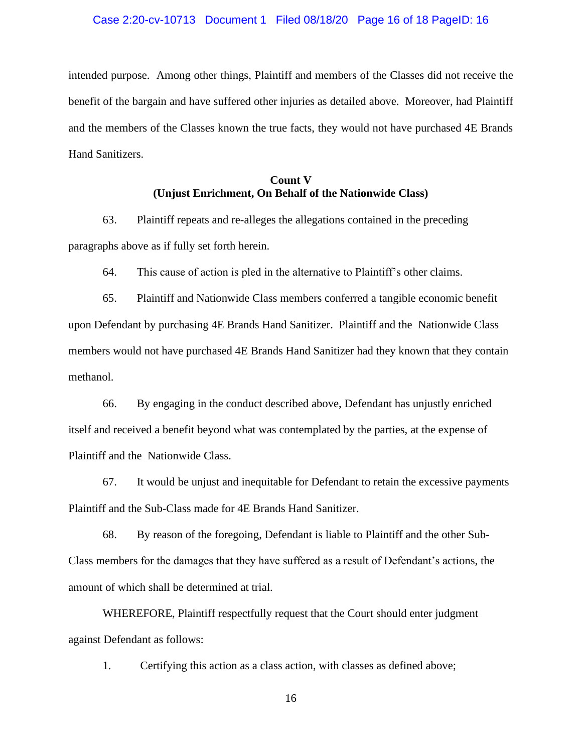intended purpose. Among other things, Plaintiff and members of the Classes did not receive the benefit of the bargain and have suffered other injuries as detailed above. Moreover, had Plaintiff and the members of the Classes known the true facts, they would not have purchased 4E Brands Hand Sanitizers.

**Count V**
**(Unjust Enrichment, On Behalf of the Nationwide Class)**

63. Plaintiff repeats and re-alleges the allegations contained in the preceding paragraphs above as if fully set forth herein.

64. This cause of action is pled in the alternative to Plaintiff's other claims.

65. Plaintiff and Nationwide Class members conferred a tangible economic benefit upon Defendant by purchasing 4E Brands Hand Sanitizer. Plaintiff and the Nationwide Class members would not have purchased 4E Brands Hand Sanitizer had they known that they contain methanol.

66. By engaging in the conduct described above, Defendant has unjustly enriched itself and received a benefit beyond what was contemplated by the parties, at the expense of Plaintiff and the Nationwide Class.

67. It would be unjust and inequitable for Defendant to retain the excessive payments Plaintiff and the Sub-Class made for 4E Brands Hand Sanitizer.

68. By reason of the foregoing, Defendant is liable to Plaintiff and the other Sub-Class members for the damages that they have suffered as a result of Defendant's actions, the amount of which shall be determined at trial.

WHEREFORE, Plaintiff respectfully request that the Court should enter judgment against Defendant as follows:

1. Certifying this action as a class action, with classes as defined above;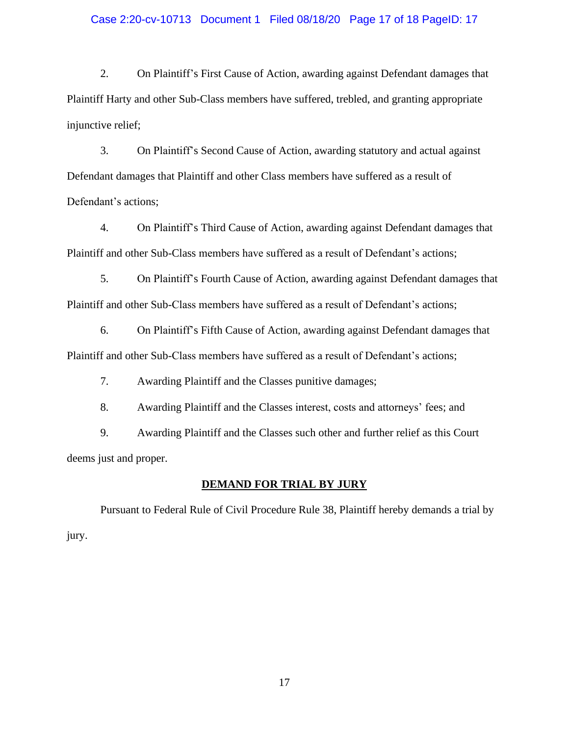2. On Plaintiff's First Cause of Action, awarding against Defendant damages that Plaintiff Harty and other Sub-Class members have suffered, trebled, and granting appropriate injunctive relief;

3. On Plaintiff's Second Cause of Action, awarding statutory and actual against Defendant damages that Plaintiff and other Class members have suffered as a result of Defendant's actions;

4. On Plaintiff's Third Cause of Action, awarding against Defendant damages that Plaintiff and other Sub-Class members have suffered as a result of Defendant's actions;

5. On Plaintiff's Fourth Cause of Action, awarding against Defendant damages that Plaintiff and other Sub-Class members have suffered as a result of Defendant's actions;

6. On Plaintiff's Fifth Cause of Action, awarding against Defendant damages that Plaintiff and other Sub-Class members have suffered as a result of Defendant's actions;

7. Awarding Plaintiff and the Classes punitive damages;

8. Awarding Plaintiff and the Classes interest, costs and attorneys' fees; and

9. Awarding Plaintiff and the Classes such other and further relief as this Court deems just and proper.

**DEMAND FOR TRIAL BY JURY**

Pursuant to Federal Rule of Civil Procedure Rule 38, Plaintiff hereby demands a trial by jury.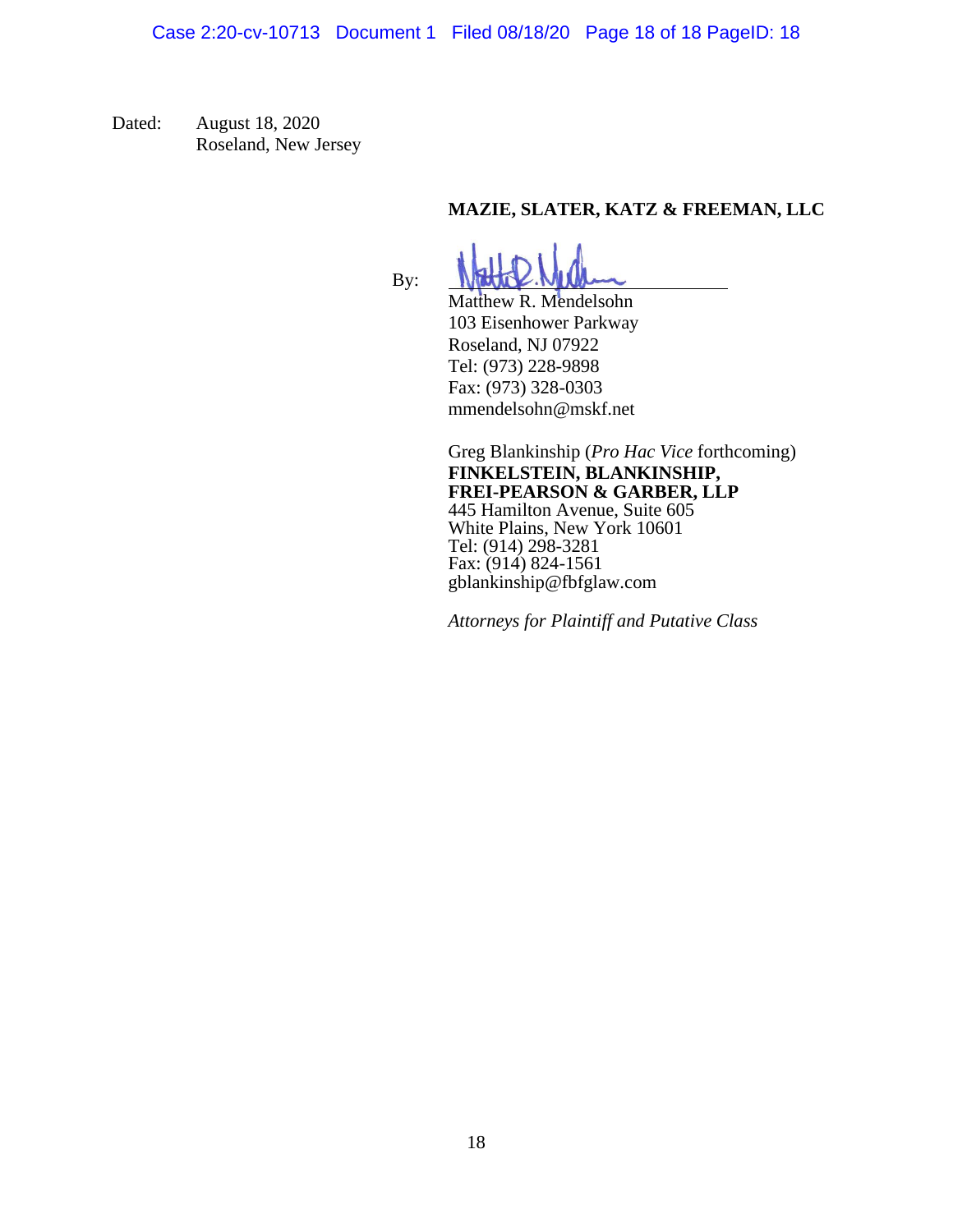Dated: August 18, 2020
Roseland, New Jersey

**MAZIE, SLATER, KATZ & FREEMAN, LLC**

By: ______________________________
Matthew R. Mendelsohn
103 Eisenhower Parkway
Roseland, NJ 07922
Tel: (973) 228-9898
Fax: (973) 328-0303
mmendelsohn@mskf.net

Greg Blankinship (*Pro Hac Vice* forthcoming)
**FINKELSTEIN, BLANKINSHIP, FREI-PEARSON & GARBER, LLP**
445 Hamilton Avenue, Suite 605
White Plains, New York 10601
Tel: (914) 298-3281
Fax: (914) 824-1561
gblankinship@fbfglaw.com

*Attorneys for Plaintiff and Putative Class*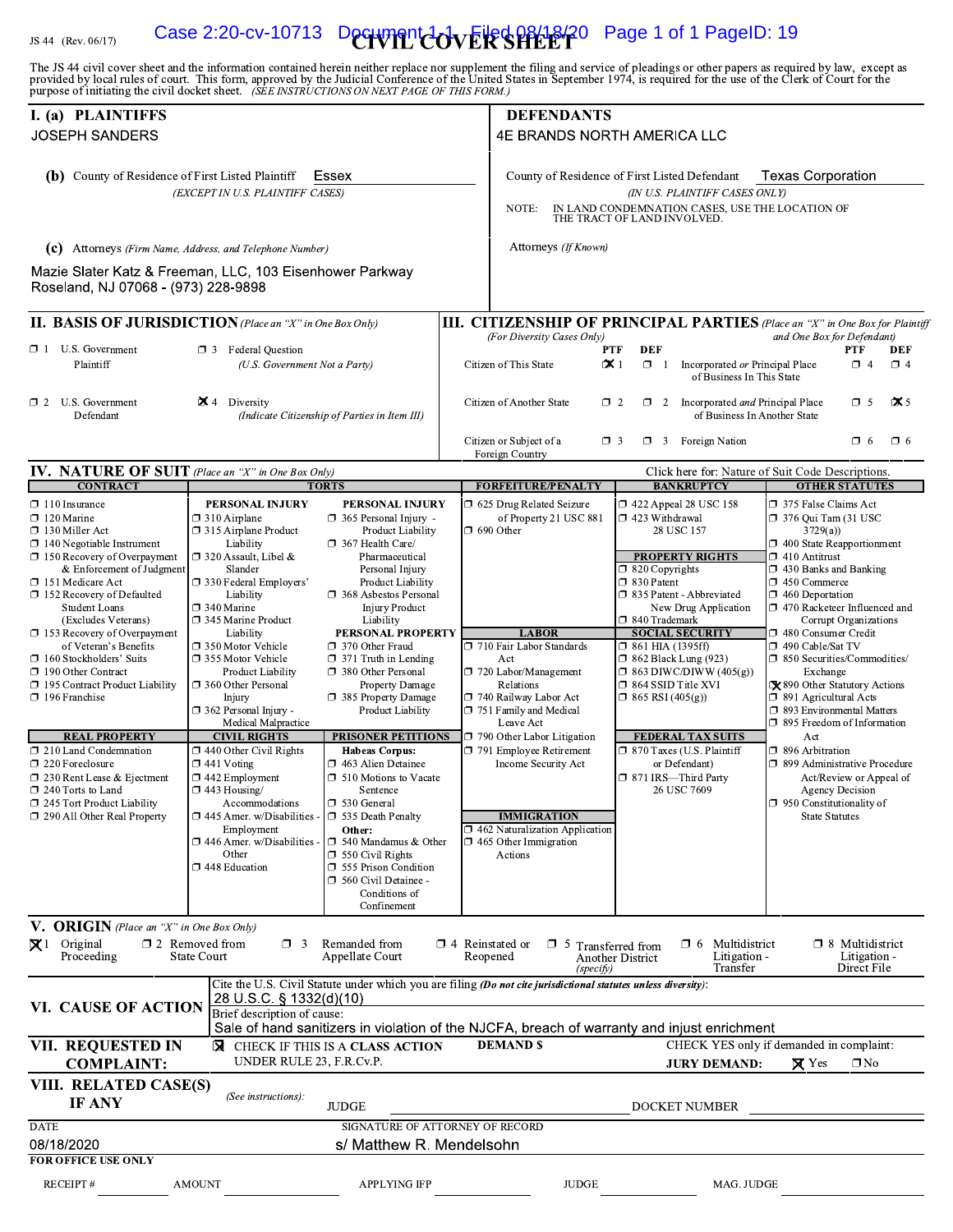JS 44 (Rev. 06/17)

# CIVIL COVER SHEET

The JS 44 civil cover sheet and the information contained herein neither replace nor supplement the filing and service of pleadings or other papers as required by law, except as provided by local rules of court. This form, approved by the Judicial Conference of the United States in September 1974, is required for the use of the Clerk of Court for the purpose of initiating the civil docket sheet. *(SEE INSTRUCTIONS ON NEXT PAGE OF THIS FORM.)*

## I. (a) PLAINTIFFS

JOSEPH SANDERS

**(b)** County of Residence of First Listed Plaintiff: Essex
*(EXCEPT IN U.S. PLAINTIFF CASES)*

**(c)** Attorneys *(Firm Name, Address, and Telephone Number)*
Mazie Slater Katz & Freeman, LLC, 103 Eisenhower Parkway
Roseland, NJ 07068 - (973) 228-9898

## DEFENDANTS

4E BRANDS NORTH AMERICA LLC

County of Residence of First Listed Defendant: Texas Corporation
*(IN U.S. PLAINTIFF CASES ONLY)*

NOTE: IN LAND CONDEMNATION CASES, USE THE LOCATION OF THE TRACT OF LAND INVOLVED.

Attorneys *(If Known)*

## II. BASIS OF JURISDICTION *(Place an "X" in One Box Only)*

- ☐ 1 U.S. Government Plaintiff
- ☐ 3 Federal Question (U.S. Government Not a Party)
- ☐ 2 U.S. Government Defendant
- ☒ 4 Diversity (Indicate Citizenship of Parties in Item III)

## III. CITIZENSHIP OF PRINCIPAL PARTIES *(Place an "X" in One Box for Plaintiff and One Box for Defendant)* *(For Diversity Cases Only)*

| | PTF | DEF | | PTF | DEF |
|---|---|---|---|---|---|
| Citizen of This State | ☒ 1 | ☐ 1 | Incorporated *or* Principal Place of Business In This State | ☐ 4 | ☐ 4 |
| Citizen of Another State | ☐ 2 | ☐ 2 | Incorporated *and* Principal Place of Business In Another State | ☐ 5 | ☒ 5 |
| Citizen or Subject of a Foreign Country | ☐ 3 | ☐ 3 | Foreign Nation | ☐ 6 | ☐ 6 |

## IV. NATURE OF SUIT *(Place an "X" in One Box Only)*

Click here for: Nature of Suit Code Descriptions.

**CONTRACT**
- ☐ 110 Insurance
- ☐ 120 Marine
- ☐ 130 Miller Act
- ☐ 140 Negotiable Instrument
- ☐ 150 Recovery of Overpayment & Enforcement of Judgment
- ☐ 151 Medicare Act
- ☐ 152 Recovery of Defaulted Student Loans (Excludes Veterans)
- ☐ 153 Recovery of Overpayment of Veteran's Benefits
- ☐ 160 Stockholders' Suits
- ☐ 190 Other Contract
- ☐ 195 Contract Product Liability
- ☐ 196 Franchise

**REAL PROPERTY**
- ☐ 210 Land Condemnation
- ☐ 220 Foreclosure
- ☐ 230 Rent Lease & Ejectment
- ☐ 240 Torts to Land
- ☐ 245 Tort Product Liability
- ☐ 290 All Other Real Property

**TORTS**

PERSONAL INJURY
- ☐ 310 Airplane
- ☐ 315 Airplane Product Liability
- ☐ 320 Assault, Libel & Slander
- ☐ 330 Federal Employers' Liability
- ☐ 340 Marine
- ☐ 345 Marine Product Liability
- ☐ 350 Motor Vehicle
- ☐ 355 Motor Vehicle Product Liability
- ☐ 360 Other Personal Injury
- ☐ 362 Personal Injury - Medical Malpractice

PERSONAL INJURY
- ☐ 365 Personal Injury - Product Liability
- ☐ 367 Health Care/ Pharmaceutical Personal Injury Product Liability
- ☐ 368 Asbestos Personal Injury Product Liability

PERSONAL PROPERTY
- ☐ 370 Other Fraud
- ☐ 371 Truth in Lending
- ☐ 380 Other Personal Property Damage
- ☐ 385 Property Damage Product Liability

**CIVIL RIGHTS**
- ☐ 440 Other Civil Rights
- ☐ 441 Voting
- ☐ 442 Employment
- ☐ 443 Housing/ Accommodations
- ☐ 445 Amer. w/Disabilities - Employment
- ☐ 446 Amer. w/Disabilities - Other
- ☐ 448 Education

**PRISONER PETITIONS**

Habeas Corpus:
- ☐ 463 Alien Detainee
- ☐ 510 Motions to Vacate Sentence
- ☐ 530 General
- ☐ 535 Death Penalty

Other:
- ☐ 540 Mandamus & Other
- ☐ 550 Civil Rights
- ☐ 555 Prison Condition
- ☐ 560 Civil Detainee - Conditions of Confinement

**FORFEITURE/PENALTY**
- ☐ 625 Drug Related Seizure of Property 21 USC 881
- ☐ 690 Other

**LABOR**
- ☐ 710 Fair Labor Standards Act
- ☐ 720 Labor/Management Relations
- ☐ 740 Railway Labor Act
- ☐ 751 Family and Medical Leave Act
- ☐ 790 Other Labor Litigation
- ☐ 791 Employee Retirement Income Security Act

**IMMIGRATION**
- ☐ 462 Naturalization Application
- ☐ 465 Other Immigration Actions

**BANKRUPTCY**
- ☐ 422 Appeal 28 USC 158
- ☐ 423 Withdrawal 28 USC 157

**PROPERTY RIGHTS**
- ☐ 820 Copyrights
- ☐ 830 Patent
- ☐ 835 Patent - Abbreviated New Drug Application
- ☐ 840 Trademark

**SOCIAL SECURITY**
- ☐ 861 HIA (1395ff)
- ☐ 862 Black Lung (923)
- ☐ 863 DIWC/DIWW (405(g))
- ☐ 864 SSID Title XVI
- ☐ 865 RSI (405(g))

**FEDERAL TAX SUITS**
- ☐ 870 Taxes (U.S. Plaintiff or Defendant)
- ☐ 871 IRS—Third Party 26 USC 7609

**OTHER STATUTES**
- ☐ 375 False Claims Act
- ☐ 376 Qui Tam (31 USC 3729(a))
- ☐ 400 State Reapportionment
- ☐ 410 Antitrust
- ☐ 430 Banks and Banking
- ☐ 450 Commerce
- ☐ 460 Deportation
- ☐ 470 Racketeer Influenced and Corrupt Organizations
- ☐ 480 Consumer Credit
- ☐ 490 Cable/Sat TV
- ☐ 850 Securities/Commodities/ Exchange
- ☒ 890 Other Statutory Actions
- ☐ 891 Agricultural Acts
- ☐ 893 Environmental Matters
- ☐ 895 Freedom of Information Act
- ☐ 896 Arbitration
- ☐ 899 Administrative Procedure Act/Review or Appeal of Agency Decision
- ☐ 950 Constitutionality of State Statutes

## V. ORIGIN *(Place an "X" in One Box Only)*

- ☒ 1 Original Proceeding
- ☐ 2 Removed from State Court
- ☐ 3 Remanded from Appellate Court
- ☐ 4 Reinstated or Reopened
- ☐ 5 Transferred from Another District *(specify)*
- ☐ 6 Multidistrict Litigation - Transfer
- ☐ 8 Multidistrict Litigation - Direct File

## VI. CAUSE OF ACTION

Cite the U.S. Civil Statute under which you are filing *(Do not cite jurisdictional statutes unless diversity)*:
28 U.S.C. § 1332(d)(10)

Brief description of cause:
Sale of hand sanitizers in violation of the NJCFA, breach of warranty and injust enrichment

## VII. REQUESTED IN COMPLAINT:

☒ CHECK IF THIS IS A CLASS ACTION UNDER RULE 23, F.R.Cv.P.

DEMAND $

CHECK YES only if demanded in complaint:
JURY DEMAND: ☒ Yes ☐ No

## VIII. RELATED CASE(S) IF ANY

*(See instructions):* JUDGE DOCKET NUMBER

DATE: 08/18/2020

SIGNATURE OF ATTORNEY OF RECORD: s/ Matthew R. Mendelsohn

**FOR OFFICE USE ONLY**

RECEIPT # AMOUNT APPLYING IFP JUDGE MAG. JUDGE